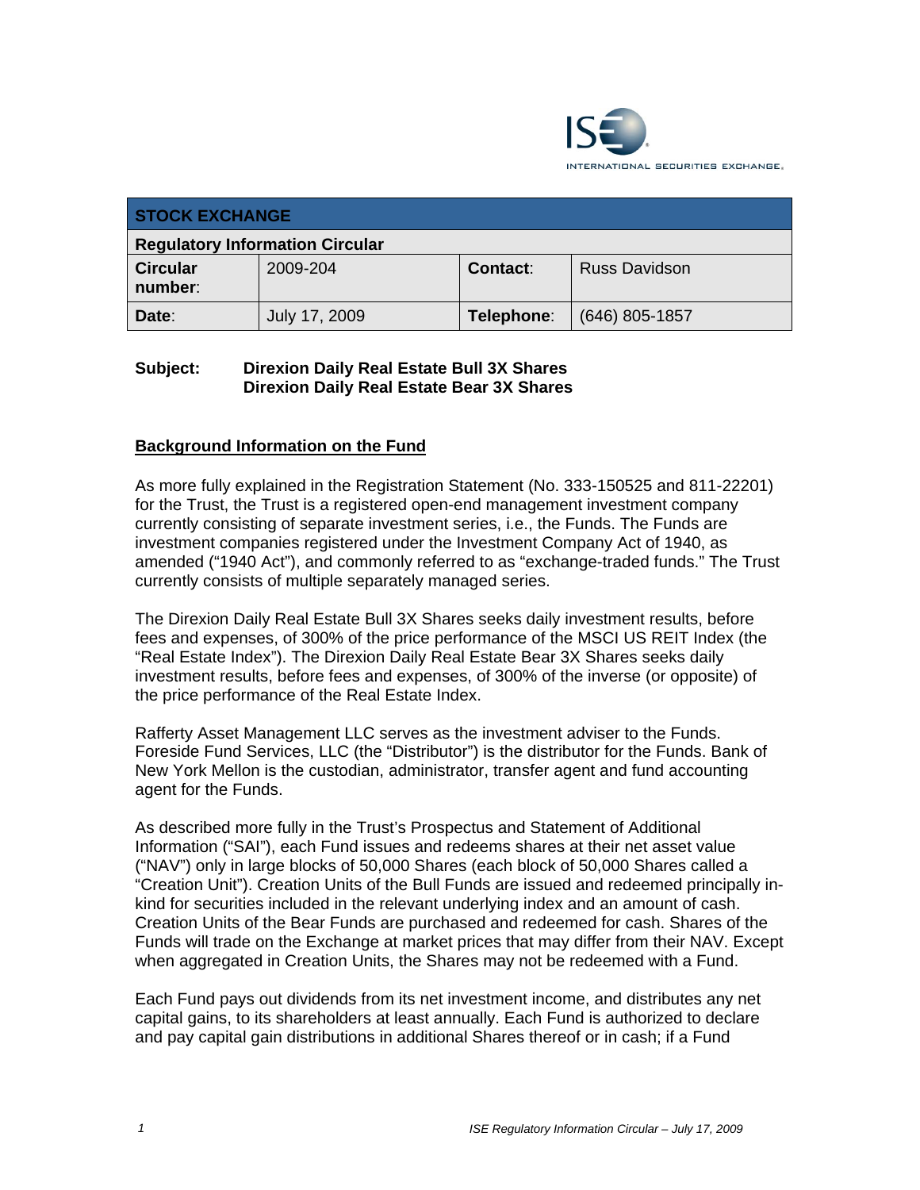**STOCK EXCHANGE**

**Regulatory Information Circular**

| **Circular number**: | 2009-204 | **Contact**: | Russ Davidson |
|---|---|---|---|
| **Date**: | July 17, 2009 | **Telephone**: | (646) 805-1857 |

**Subject: Direxion Daily Real Estate Bull 3X Shares**
**Direxion Daily Real Estate Bear 3X Shares**

## Background Information on the Fund

As more fully explained in the Registration Statement (No. 333-150525 and 811-22201) for the Trust, the Trust is a registered open-end management investment company currently consisting of separate investment series, i.e., the Funds. The Funds are investment companies registered under the Investment Company Act of 1940, as amended ("1940 Act"), and commonly referred to as "exchange-traded funds." The Trust currently consists of multiple separately managed series.

The Direxion Daily Real Estate Bull 3X Shares seeks daily investment results, before fees and expenses, of 300% of the price performance of the MSCI US REIT Index (the "Real Estate Index"). The Direxion Daily Real Estate Bear 3X Shares seeks daily investment results, before fees and expenses, of 300% of the inverse (or opposite) of the price performance of the Real Estate Index.

Rafferty Asset Management LLC serves as the investment adviser to the Funds. Foreside Fund Services, LLC (the "Distributor") is the distributor for the Funds. Bank of New York Mellon is the custodian, administrator, transfer agent and fund accounting agent for the Funds.

As described more fully in the Trust's Prospectus and Statement of Additional Information ("SAI"), each Fund issues and redeems shares at their net asset value ("NAV") only in large blocks of 50,000 Shares (each block of 50,000 Shares called a "Creation Unit"). Creation Units of the Bull Funds are issued and redeemed principally in-kind for securities included in the relevant underlying index and an amount of cash. Creation Units of the Bear Funds are purchased and redeemed for cash. Shares of the Funds will trade on the Exchange at market prices that may differ from their NAV. Except when aggregated in Creation Units, the Shares may not be redeemed with a Fund.

Each Fund pays out dividends from its net investment income, and distributes any net capital gains, to its shareholders at least annually. Each Fund is authorized to declare and pay capital gain distributions in additional Shares thereof or in cash; if a Fund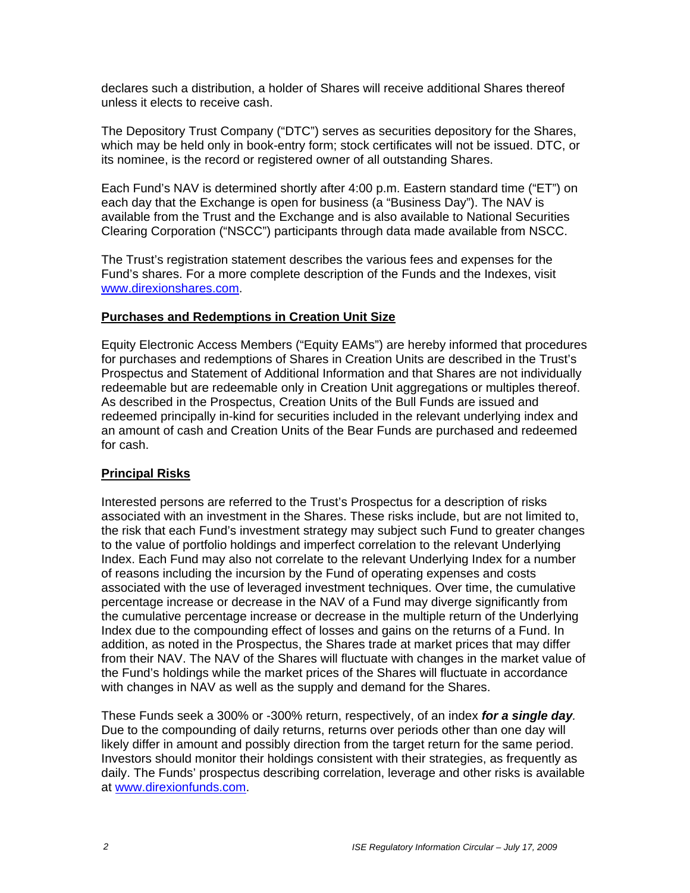declares such a distribution, a holder of Shares will receive additional Shares thereof unless it elects to receive cash.

The Depository Trust Company ("DTC") serves as securities depository for the Shares, which may be held only in book-entry form; stock certificates will not be issued. DTC, or its nominee, is the record or registered owner of all outstanding Shares.

Each Fund's NAV is determined shortly after 4:00 p.m. Eastern standard time ("ET") on each day that the Exchange is open for business (a "Business Day"). The NAV is available from the Trust and the Exchange and is also available to National Securities Clearing Corporation ("NSCC") participants through data made available from NSCC.

The Trust's registration statement describes the various fees and expenses for the Fund's shares. For a more complete description of the Funds and the Indexes, visit www.direxionshares.com.

**Purchases and Redemptions in Creation Unit Size**

Equity Electronic Access Members ("Equity EAMs") are hereby informed that procedures for purchases and redemptions of Shares in Creation Units are described in the Trust's Prospectus and Statement of Additional Information and that Shares are not individually redeemable but are redeemable only in Creation Unit aggregations or multiples thereof. As described in the Prospectus, Creation Units of the Bull Funds are issued and redeemed principally in-kind for securities included in the relevant underlying index and an amount of cash and Creation Units of the Bear Funds are purchased and redeemed for cash.

**Principal Risks**

Interested persons are referred to the Trust's Prospectus for a description of risks associated with an investment in the Shares. These risks include, but are not limited to, the risk that each Fund's investment strategy may subject such Fund to greater changes to the value of portfolio holdings and imperfect correlation to the relevant Underlying Index. Each Fund may also not correlate to the relevant Underlying Index for a number of reasons including the incursion by the Fund of operating expenses and costs associated with the use of leveraged investment techniques. Over time, the cumulative percentage increase or decrease in the NAV of a Fund may diverge significantly from the cumulative percentage increase or decrease in the multiple return of the Underlying Index due to the compounding effect of losses and gains on the returns of a Fund. In addition, as noted in the Prospectus, the Shares trade at market prices that may differ from their NAV. The NAV of the Shares will fluctuate with changes in the market value of the Fund's holdings while the market prices of the Shares will fluctuate in accordance with changes in NAV as well as the supply and demand for the Shares.

These Funds seek a 300% or -300% return, respectively, of an index ***for a single day***. Due to the compounding of daily returns, returns over periods other than one day will likely differ in amount and possibly direction from the target return for the same period. Investors should monitor their holdings consistent with their strategies, as frequently as daily. The Funds' prospectus describing correlation, leverage and other risks is available at www.direxionfunds.com.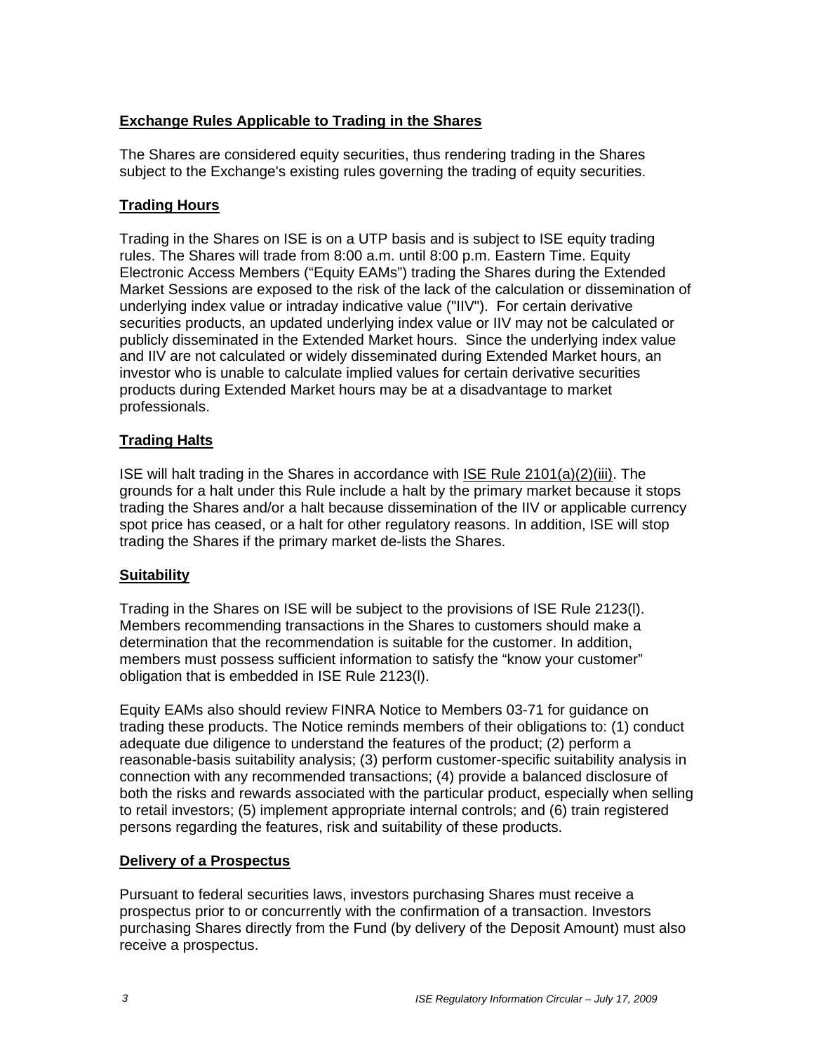## Exchange Rules Applicable to Trading in the Shares

The Shares are considered equity securities, thus rendering trading in the Shares subject to the Exchange's existing rules governing the trading of equity securities.

## Trading Hours

Trading in the Shares on ISE is on a UTP basis and is subject to ISE equity trading rules. The Shares will trade from 8:00 a.m. until 8:00 p.m. Eastern Time. Equity Electronic Access Members ("Equity EAMs") trading the Shares during the Extended Market Sessions are exposed to the risk of the lack of the calculation or dissemination of underlying index value or intraday indicative value ("IIV"). For certain derivative securities products, an updated underlying index value or IIV may not be calculated or publicly disseminated in the Extended Market hours. Since the underlying index value and IIV are not calculated or widely disseminated during Extended Market hours, an investor who is unable to calculate implied values for certain derivative securities products during Extended Market hours may be at a disadvantage to market professionals.

## Trading Halts

ISE will halt trading in the Shares in accordance with ISE Rule 2101(a)(2)(iii). The grounds for a halt under this Rule include a halt by the primary market because it stops trading the Shares and/or a halt because dissemination of the IIV or applicable currency spot price has ceased, or a halt for other regulatory reasons. In addition, ISE will stop trading the Shares if the primary market de-lists the Shares.

## Suitability

Trading in the Shares on ISE will be subject to the provisions of ISE Rule 2123(l). Members recommending transactions in the Shares to customers should make a determination that the recommendation is suitable for the customer. In addition, members must possess sufficient information to satisfy the "know your customer" obligation that is embedded in ISE Rule 2123(l).

Equity EAMs also should review FINRA Notice to Members 03-71 for guidance on trading these products. The Notice reminds members of their obligations to: (1) conduct adequate due diligence to understand the features of the product; (2) perform a reasonable-basis suitability analysis; (3) perform customer-specific suitability analysis in connection with any recommended transactions; (4) provide a balanced disclosure of both the risks and rewards associated with the particular product, especially when selling to retail investors; (5) implement appropriate internal controls; and (6) train registered persons regarding the features, risk and suitability of these products.

## Delivery of a Prospectus

Pursuant to federal securities laws, investors purchasing Shares must receive a prospectus prior to or concurrently with the confirmation of a transaction. Investors purchasing Shares directly from the Fund (by delivery of the Deposit Amount) must also receive a prospectus.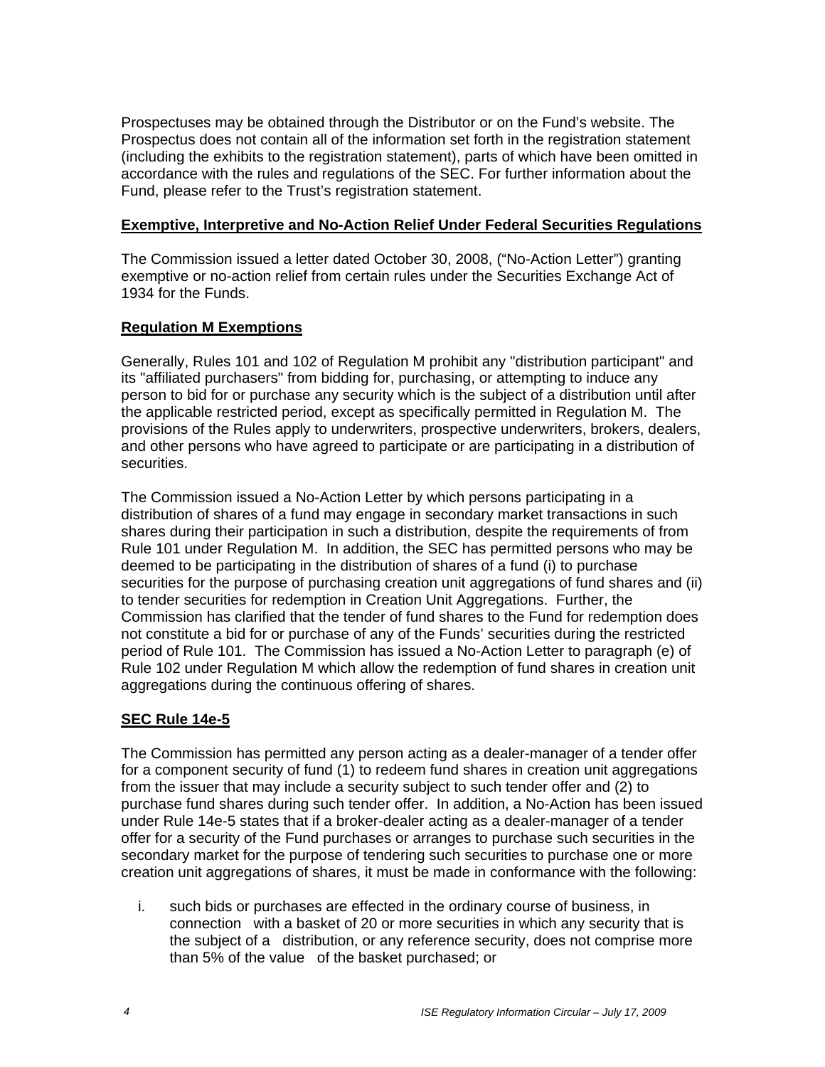Prospectuses may be obtained through the Distributor or on the Fund's website. The Prospectus does not contain all of the information set forth in the registration statement (including the exhibits to the registration statement), parts of which have been omitted in accordance with the rules and regulations of the SEC. For further information about the Fund, please refer to the Trust's registration statement.

**Exemptive, Interpretive and No-Action Relief Under Federal Securities Regulations**

The Commission issued a letter dated October 30, 2008, ("No-Action Letter") granting exemptive or no-action relief from certain rules under the Securities Exchange Act of 1934 for the Funds.

**Regulation M Exemptions**

Generally, Rules 101 and 102 of Regulation M prohibit any "distribution participant" and its "affiliated purchasers" from bidding for, purchasing, or attempting to induce any person to bid for or purchase any security which is the subject of a distribution until after the applicable restricted period, except as specifically permitted in Regulation M. The provisions of the Rules apply to underwriters, prospective underwriters, brokers, dealers, and other persons who have agreed to participate or are participating in a distribution of securities.

The Commission issued a No-Action Letter by which persons participating in a distribution of shares of a fund may engage in secondary market transactions in such shares during their participation in such a distribution, despite the requirements of from Rule 101 under Regulation M. In addition, the SEC has permitted persons who may be deemed to be participating in the distribution of shares of a fund (i) to purchase securities for the purpose of purchasing creation unit aggregations of fund shares and (ii) to tender securities for redemption in Creation Unit Aggregations. Further, the Commission has clarified that the tender of fund shares to the Fund for redemption does not constitute a bid for or purchase of any of the Funds' securities during the restricted period of Rule 101. The Commission has issued a No-Action Letter to paragraph (e) of Rule 102 under Regulation M which allow the redemption of fund shares in creation unit aggregations during the continuous offering of shares.

**SEC Rule 14e-5**

The Commission has permitted any person acting as a dealer-manager of a tender offer for a component security of fund (1) to redeem fund shares in creation unit aggregations from the issuer that may include a security subject to such tender offer and (2) to purchase fund shares during such tender offer. In addition, a No-Action has been issued under Rule 14e-5 states that if a broker-dealer acting as a dealer-manager of a tender offer for a security of the Fund purchases or arranges to purchase such securities in the secondary market for the purpose of tendering such securities to purchase one or more creation unit aggregations of shares, it must be made in conformance with the following:

i. such bids or purchases are effected in the ordinary course of business, in connection with a basket of 20 or more securities in which any security that is the subject of a distribution, or any reference security, does not comprise more than 5% of the value of the basket purchased; or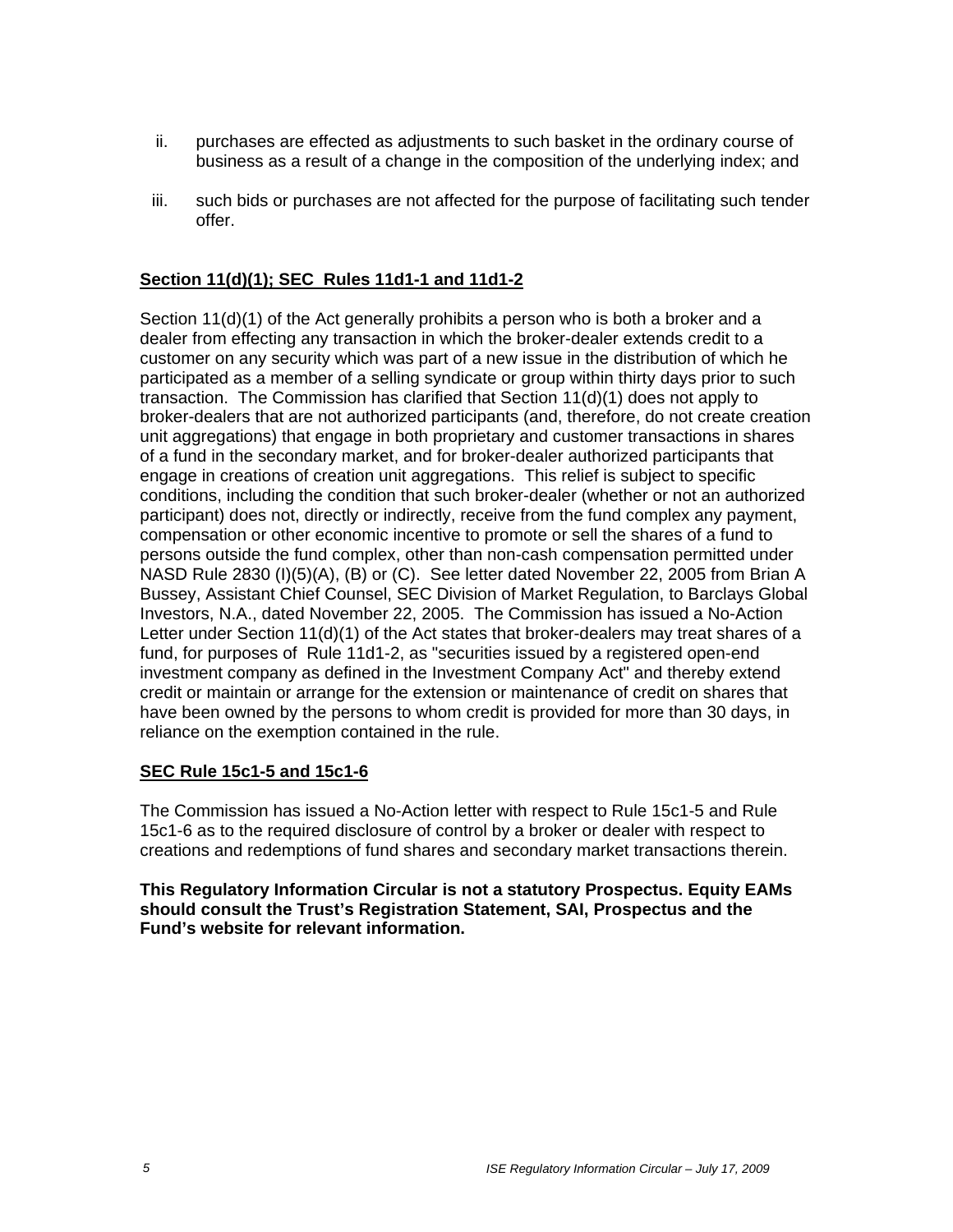ii. purchases are effected as adjustments to such basket in the ordinary course of business as a result of a change in the composition of the underlying index; and

iii. such bids or purchases are not affected for the purpose of facilitating such tender offer.

**Section 11(d)(1); SEC Rules 11d1-1 and 11d1-2**

Section 11(d)(1) of the Act generally prohibits a person who is both a broker and a dealer from effecting any transaction in which the broker-dealer extends credit to a customer on any security which was part of a new issue in the distribution of which he participated as a member of a selling syndicate or group within thirty days prior to such transaction. The Commission has clarified that Section 11(d)(1) does not apply to broker-dealers that are not authorized participants (and, therefore, do not create creation unit aggregations) that engage in both proprietary and customer transactions in shares of a fund in the secondary market, and for broker-dealer authorized participants that engage in creations of creation unit aggregations. This relief is subject to specific conditions, including the condition that such broker-dealer (whether or not an authorized participant) does not, directly or indirectly, receive from the fund complex any payment, compensation or other economic incentive to promote or sell the shares of a fund to persons outside the fund complex, other than non-cash compensation permitted under NASD Rule 2830 (I)(5)(A), (B) or (C). See letter dated November 22, 2005 from Brian A Bussey, Assistant Chief Counsel, SEC Division of Market Regulation, to Barclays Global Investors, N.A., dated November 22, 2005. The Commission has issued a No-Action Letter under Section 11(d)(1) of the Act states that broker-dealers may treat shares of a fund, for purposes of Rule 11d1-2, as "securities issued by a registered open-end investment company as defined in the Investment Company Act" and thereby extend credit or maintain or arrange for the extension or maintenance of credit on shares that have been owned by the persons to whom credit is provided for more than 30 days, in reliance on the exemption contained in the rule.

**SEC Rule 15c1-5 and 15c1-6**

The Commission has issued a No-Action letter with respect to Rule 15c1-5 and Rule 15c1-6 as to the required disclosure of control by a broker or dealer with respect to creations and redemptions of fund shares and secondary market transactions therein.

**This Regulatory Information Circular is not a statutory Prospectus. Equity EAMs should consult the Trust's Registration Statement, SAI, Prospectus and the Fund's website for relevant information.**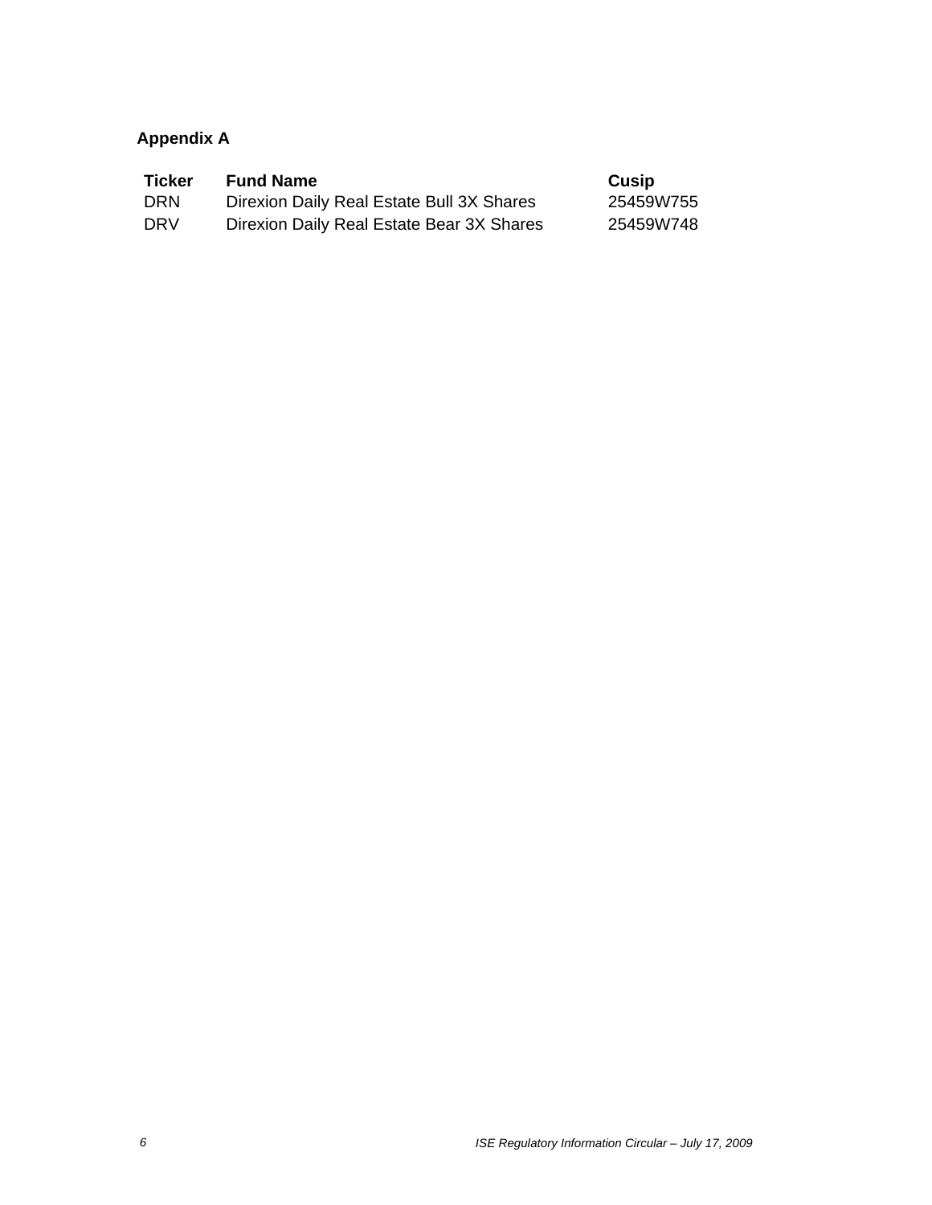## Appendix A

| Ticker | Fund Name | Cusip |
|---|---|---|
| DRN | Direxion Daily Real Estate Bull 3X Shares | 25459W755 |
| DRV | Direxion Daily Real Estate Bear 3X Shares | 25459W748 |